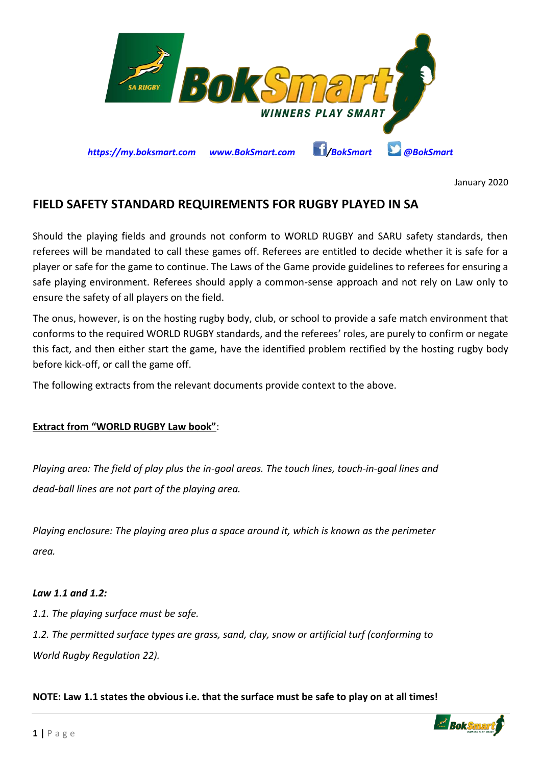https://my.boksmart.com www.BokSmart.com /BokSmart @BokSmart

January 2020

# FIELD SAFETY STANDARD REQUIREMENTS FOR RUGBY PLAYED IN SA

Should the playing fields and grounds not conform to WORLD RUGBY and SARU safety standards, then referees will be mandated to call these games off. Referees are entitled to decide whether it is safe for a player or safe for the game to continue. The Laws of the Game provide guidelines to referees for ensuring a safe playing environment. Referees should apply a common-sense approach and not rely on Law only to ensure the safety of all players on the field.

The onus, however, is on the hosting rugby body, club, or school to provide a safe match environment that conforms to the required WORLD RUGBY standards, and the referees' roles, are purely to confirm or negate this fact, and then either start the game, have the identified problem rectified by the hosting rugby body before kick-off, or call the game off.

The following extracts from the relevant documents provide context to the above.

**Extract from "WORLD RUGBY Law book"**:

*Playing area: The field of play plus the in-goal areas. The touch lines, touch-in-goal lines and dead-ball lines are not part of the playing area.*

*Playing enclosure: The playing area plus a space around it, which is known as the perimeter area.*

***Law 1.1 and 1.2:***

*1.1. The playing surface must be safe.*

*1.2. The permitted surface types are grass, sand, clay, snow or artificial turf (conforming to World Rugby Regulation 22).*

**NOTE: Law 1.1 states the obvious i.e. that the surface must be safe to play on at all times!**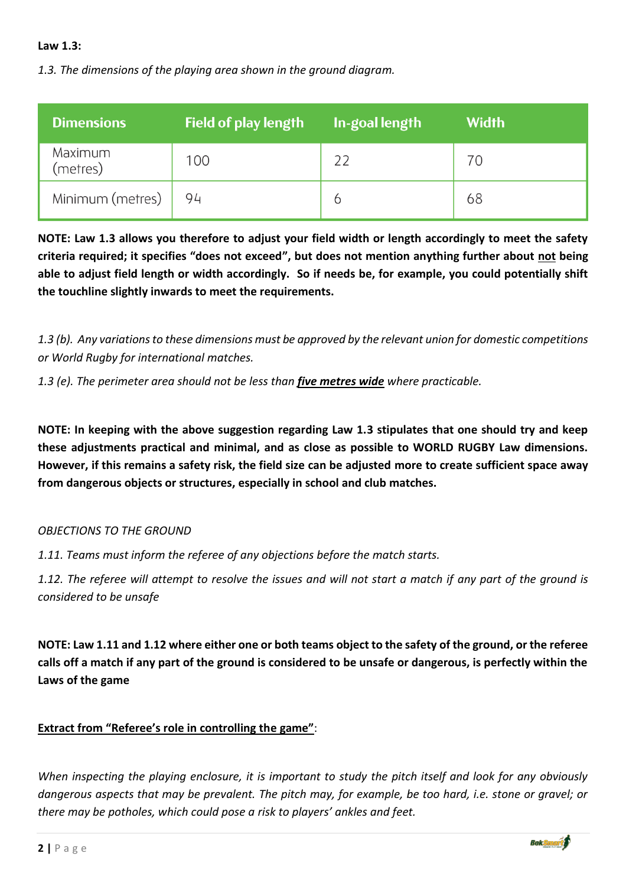**Law 1.3:**

*1.3. The dimensions of the playing area shown in the ground diagram.*

| Dimensions | Field of play length | In-goal length | Width |
|---|---|---|---|
| Maximum (metres) | 100 | 22 | 70 |
| Minimum (metres) | 94 | 6 | 68 |

**NOTE: Law 1.3 allows you therefore to adjust your field width or length accordingly to meet the safety criteria required; it specifies "does not exceed", but does not mention anything further about <u>not</u> being able to adjust field length or width accordingly. So if needs be, for example, you could potentially shift the touchline slightly inwards to meet the requirements.**

*1.3 (b). Any variations to these dimensions must be approved by the relevant union for domestic competitions or World Rugby for international matches.*

*1.3 (e). The perimeter area should not be less than* ***<u>five metres wide</u>*** *where practicable.*

**NOTE: In keeping with the above suggestion regarding Law 1.3 stipulates that one should try and keep these adjustments practical and minimal, and as close as possible to WORLD RUGBY Law dimensions. However, if this remains a safety risk, the field size can be adjusted more to create sufficient space away from dangerous objects or structures, especially in school and club matches.**

*OBJECTIONS TO THE GROUND*

*1.11. Teams must inform the referee of any objections before the match starts.*

*1.12. The referee will attempt to resolve the issues and will not start a match if any part of the ground is considered to be unsafe*

**NOTE: Law 1.11 and 1.12 where either one or both teams object to the safety of the ground, or the referee calls off a match if any part of the ground is considered to be unsafe or dangerous, is perfectly within the Laws of the game**

**<u>Extract from "Referee's role in controlling the game"</u>**:

*When inspecting the playing enclosure, it is important to study the pitch itself and look for any obviously dangerous aspects that may be prevalent. The pitch may, for example, be too hard, i.e. stone or gravel; or there may be potholes, which could pose a risk to players' ankles and feet.*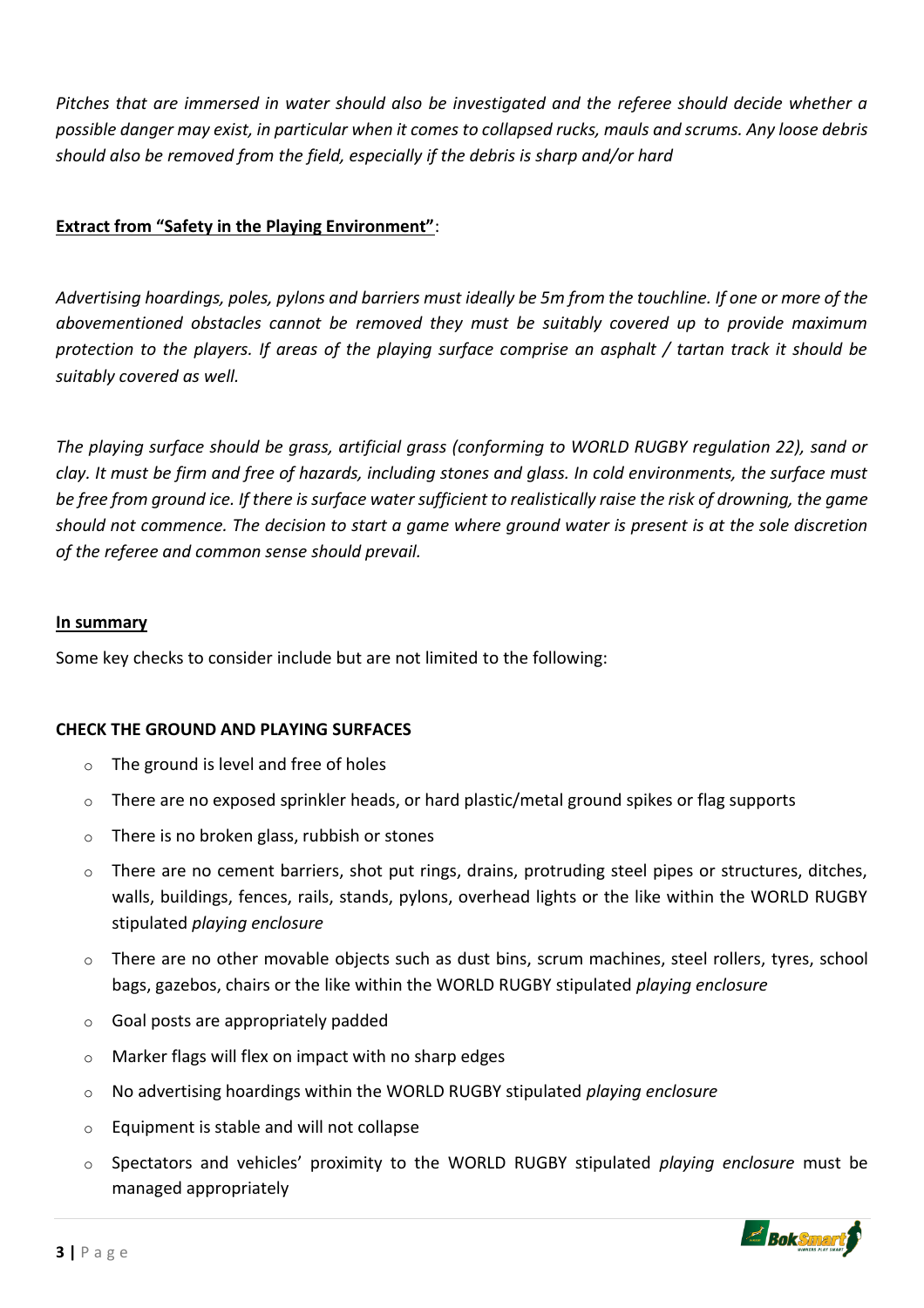*Pitches that are immersed in water should also be investigated and the referee should decide whether a possible danger may exist, in particular when it comes to collapsed rucks, mauls and scrums. Any loose debris should also be removed from the field, especially if the debris is sharp and/or hard*

**Extract from "Safety in the Playing Environment"**:

*Advertising hoardings, poles, pylons and barriers must ideally be 5m from the touchline. If one or more of the abovementioned obstacles cannot be removed they must be suitably covered up to provide maximum protection to the players. If areas of the playing surface comprise an asphalt / tartan track it should be suitably covered as well.*

*The playing surface should be grass, artificial grass (conforming to WORLD RUGBY regulation 22), sand or clay. It must be firm and free of hazards, including stones and glass. In cold environments, the surface must be free from ground ice. If there is surface water sufficient to realistically raise the risk of drowning, the game should not commence. The decision to start a game where ground water is present is at the sole discretion of the referee and common sense should prevail.*

**In summary**

Some key checks to consider include but are not limited to the following:

**CHECK THE GROUND AND PLAYING SURFACES**

- The ground is level and free of holes
- There are no exposed sprinkler heads, or hard plastic/metal ground spikes or flag supports
- There is no broken glass, rubbish or stones
- There are no cement barriers, shot put rings, drains, protruding steel pipes or structures, ditches, walls, buildings, fences, rails, stands, pylons, overhead lights or the like within the WORLD RUGBY stipulated *playing enclosure*
- There are no other movable objects such as dust bins, scrum machines, steel rollers, tyres, school bags, gazebos, chairs or the like within the WORLD RUGBY stipulated *playing enclosure*
- Goal posts are appropriately padded
- Marker flags will flex on impact with no sharp edges
- No advertising hoardings within the WORLD RUGBY stipulated *playing enclosure*
- Equipment is stable and will not collapse
- Spectators and vehicles' proximity to the WORLD RUGBY stipulated *playing enclosure* must be managed appropriately